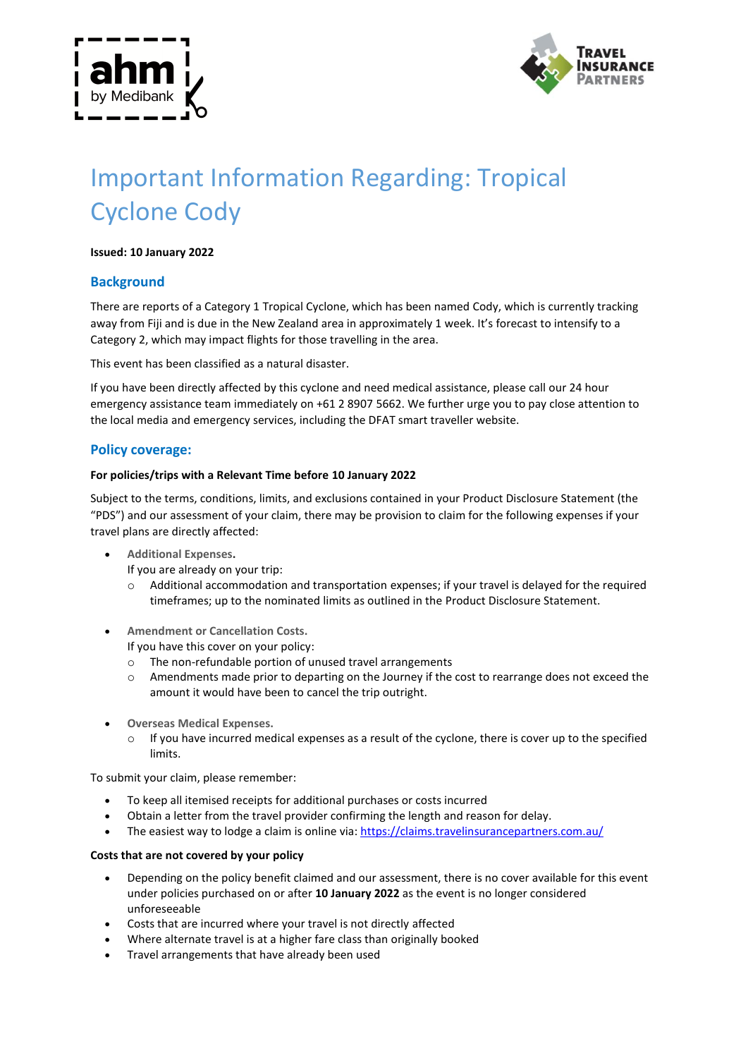# Important Information Regarding: Tropical Cyclone Cody

**Issued: 10 January 2022**

## Background

There are reports of a Category 1 Tropical Cyclone, which has been named Cody, which is currently tracking away from Fiji and is due in the New Zealand area in approximately 1 week. It's forecast to intensify to a Category 2, which may impact flights for those travelling in the area.

This event has been classified as a natural disaster.

If you have been directly affected by this cyclone and need medical assistance, please call our 24 hour emergency assistance team immediately on +61 2 8907 5662. We further urge you to pay close attention to the local media and emergency services, including the DFAT smart traveller website.

## Policy coverage:

**For policies/trips with a Relevant Time before 10 January 2022**

Subject to the terms, conditions, limits, and exclusions contained in your Product Disclosure Statement (the "PDS") and our assessment of your claim, there may be provision to claim for the following expenses if your travel plans are directly affected:

- **Additional Expenses.**
  If you are already on your trip:
  - Additional accommodation and transportation expenses; if your travel is delayed for the required timeframes; up to the nominated limits as outlined in the Product Disclosure Statement.
- **Amendment or Cancellation Costs.**
  If you have this cover on your policy:
  - The non-refundable portion of unused travel arrangements
  - Amendments made prior to departing on the Journey if the cost to rearrange does not exceed the amount it would have been to cancel the trip outright.
- **Overseas Medical Expenses.**
  - If you have incurred medical expenses as a result of the cyclone, there is cover up to the specified limits.

To submit your claim, please remember:

- To keep all itemised receipts for additional purchases or costs incurred
- Obtain a letter from the travel provider confirming the length and reason for delay.
- The easiest way to lodge a claim is online via: https://claims.travelinsurancepartners.com.au/

**Costs that are not covered by your policy**

- Depending on the policy benefit claimed and our assessment, there is no cover available for this event under policies purchased on or after **10 January 2022** as the event is no longer considered unforeseeable
- Costs that are incurred where your travel is not directly affected
- Where alternate travel is at a higher fare class than originally booked
- Travel arrangements that have already been used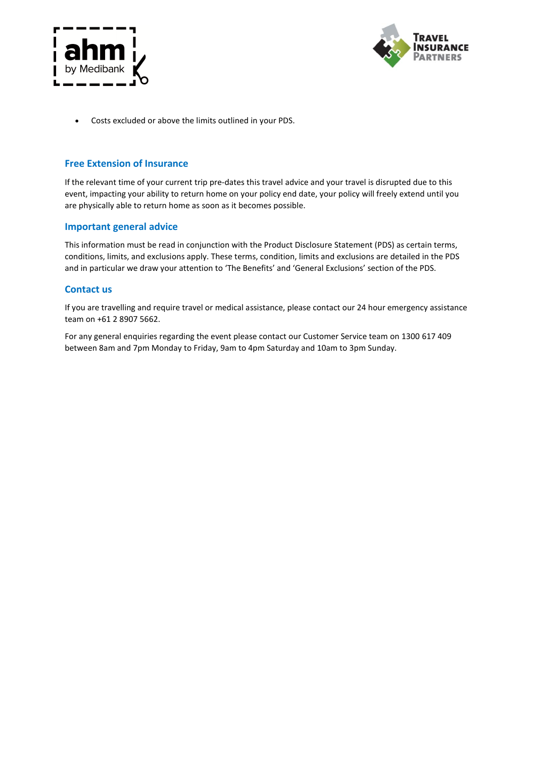- Costs excluded or above the limits outlined in your PDS.

## Free Extension of Insurance

If the relevant time of your current trip pre-dates this travel advice and your travel is disrupted due to this event, impacting your ability to return home on your policy end date, your policy will freely extend until you are physically able to return home as soon as it becomes possible.

## Important general advice

This information must be read in conjunction with the Product Disclosure Statement (PDS) as certain terms, conditions, limits, and exclusions apply. These terms, condition, limits and exclusions are detailed in the PDS and in particular we draw your attention to 'The Benefits' and 'General Exclusions' section of the PDS.

## Contact us

If you are travelling and require travel or medical assistance, please contact our 24 hour emergency assistance team on +61 2 8907 5662.

For any general enquiries regarding the event please contact our Customer Service team on 1300 617 409 between 8am and 7pm Monday to Friday, 9am to 4pm Saturday and 10am to 3pm Sunday.